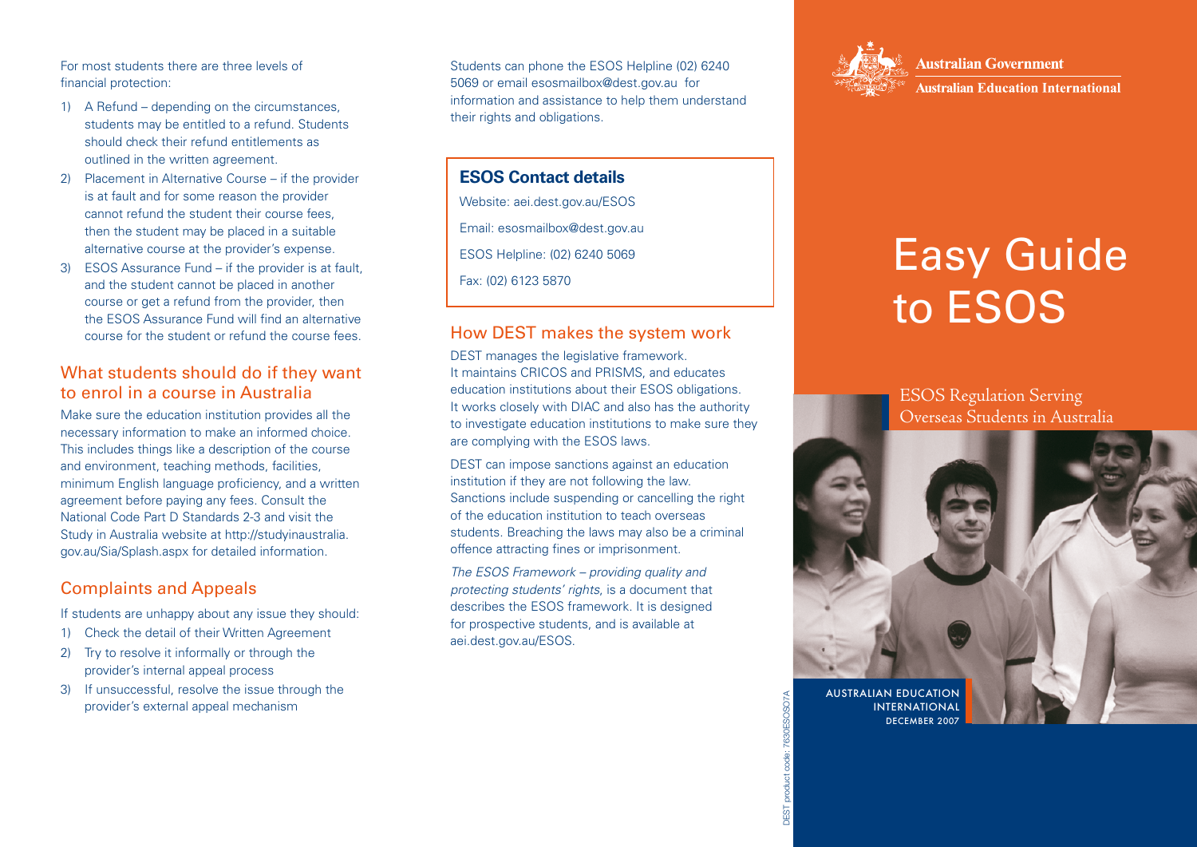For most students there are three levels of financial protection:

1) A Refund – depending on the circumstances, students may be entitled to a refund. Students should check their refund entitlements as outlined in the written agreement.
2) Placement in Alternative Course – if the provider is at fault and for some reason the provider cannot refund the student their course fees, then the student may be placed in a suitable alternative course at the provider's expense.
3) ESOS Assurance Fund – if the provider is at fault, and the student cannot be placed in another course or get a refund from the provider, then the ESOS Assurance Fund will find an alternative course for the student or refund the course fees.

## What students should do if they want to enrol in a course in Australia

Make sure the education institution provides all the necessary information to make an informed choice. This includes things like a description of the course and environment, teaching methods, facilities, minimum English language proficiency, and a written agreement before paying any fees. Consult the National Code Part D Standards 2-3 and visit the Study in Australia website at http://studyinaustralia.gov.au/Sia/Splash.aspx for detailed information.

## Complaints and Appeals

If students are unhappy about any issue they should:

1) Check the detail of their Written Agreement
2) Try to resolve it informally or through the provider's internal appeal process
3) If unsuccessful, resolve the issue through the provider's external appeal mechanism

Students can phone the ESOS Helpline (02) 6240 5069 or email esosmailbox@dest.gov.au for information and assistance to help them understand their rights and obligations.

### ESOS Contact details

Website: aei.dest.gov.au/ESOS

Email: esosmailbox@dest.gov.au

ESOS Helpline: (02) 6240 5069

Fax: (02) 6123 5870

## How DEST makes the system work

DEST manages the legislative framework. It maintains CRICOS and PRISMS, and educates education institutions about their ESOS obligations. It works closely with DIAC and also has the authority to investigate education institutions to make sure they are complying with the ESOS laws.

DEST can impose sanctions against an education institution if they are not following the law. Sanctions include suspending or cancelling the right of the education institution to teach overseas students. Breaching the laws may also be a criminal offence attracting fines or imprisonment.

*The ESOS Framework – providing quality and protecting students' rights*, is a document that describes the ESOS framework. It is designed for prospective students, and is available at aei.dest.gov.au/ESOS.

DEST product code: 7630ESOS07A

**Australian Government**

**Australian Education International**

# Easy Guide to ESOS

ESOS Regulation Serving Overseas Students in Australia

AUSTRALIAN EDUCATION INTERNATIONAL
DECEMBER 2007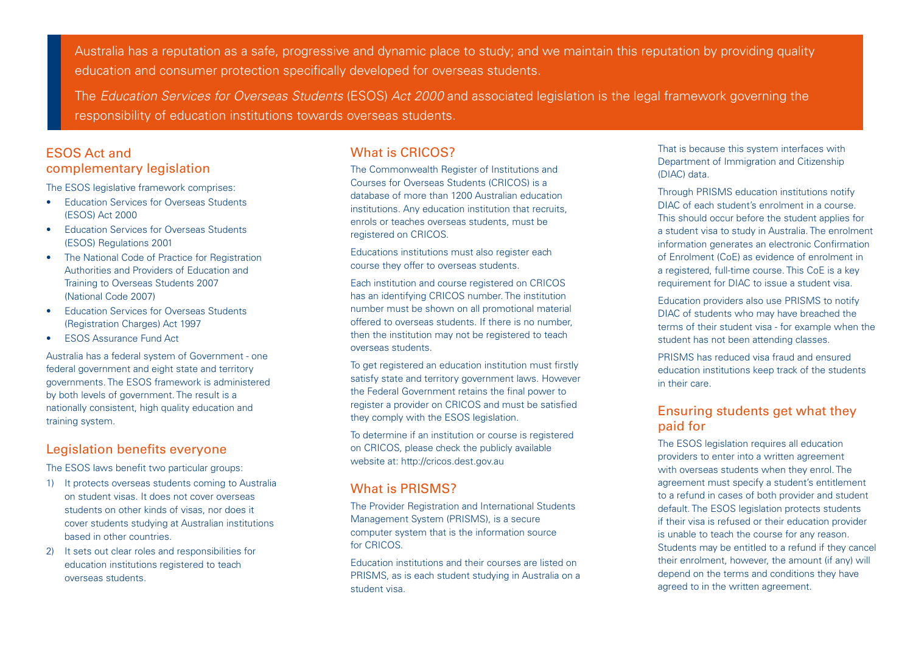Australia has a reputation as a safe, progressive and dynamic place to study; and we maintain this reputation by providing quality education and consumer protection specifically developed for overseas students.

The *Education Services for Overseas Students* (ESOS) *Act 2000* and associated legislation is the legal framework governing the responsibility of education institutions towards overseas students.

## ESOS Act and complementary legislation

The ESOS legislative framework comprises:

- Education Services for Overseas Students (ESOS) Act 2000
- Education Services for Overseas Students (ESOS) Regulations 2001
- The National Code of Practice for Registration Authorities and Providers of Education and Training to Overseas Students 2007 (National Code 2007)
- Education Services for Overseas Students (Registration Charges) Act 1997
- ESOS Assurance Fund Act

Australia has a federal system of Government - one federal government and eight state and territory governments. The ESOS framework is administered by both levels of government. The result is a nationally consistent, high quality education and training system.

## Legislation benefits everyone

The ESOS laws benefit two particular groups:

1) It protects overseas students coming to Australia on student visas. It does not cover overseas students on other kinds of visas, nor does it cover students studying at Australian institutions based in other countries.
2) It sets out clear roles and responsibilities for education institutions registered to teach overseas students.

## What is CRICOS?

The Commonwealth Register of Institutions and Courses for Overseas Students (CRICOS) is a database of more than 1200 Australian education institutions. Any education institution that recruits, enrols or teaches overseas students, must be registered on CRICOS.

Educations institutions must also register each course they offer to overseas students.

Each institution and course registered on CRICOS has an identifying CRICOS number. The institution number must be shown on all promotional material offered to overseas students. If there is no number, then the institution may not be registered to teach overseas students.

To get registered an education institution must firstly satisfy state and territory government laws. However the Federal Government retains the final power to register a provider on CRICOS and must be satisfied they comply with the ESOS legislation.

To determine if an institution or course is registered on CRICOS, please check the publicly available website at: http://cricos.dest.gov.au

## What is PRISMS?

The Provider Registration and International Students Management System (PRISMS), is a secure computer system that is the information source for CRICOS.

Education institutions and their courses are listed on PRISMS, as is each student studying in Australia on a student visa.

That is because this system interfaces with Department of Immigration and Citizenship (DIAC) data.

Through PRISMS education institutions notify DIAC of each student's enrolment in a course. This should occur before the student applies for a student visa to study in Australia. The enrolment information generates an electronic Confirmation of Enrolment (CoE) as evidence of enrolment in a registered, full-time course. This CoE is a key requirement for DIAC to issue a student visa.

Education providers also use PRISMS to notify DIAC of students who may have breached the terms of their student visa - for example when the student has not been attending classes.

PRISMS has reduced visa fraud and ensured education institutions keep track of the students in their care.

## Ensuring students get what they paid for

The ESOS legislation requires all education providers to enter into a written agreement with overseas students when they enrol. The agreement must specify a student's entitlement to a refund in cases of both provider and student default. The ESOS legislation protects students if their visa is refused or their education provider is unable to teach the course for any reason. Students may be entitled to a refund if they cancel their enrolment, however, the amount (if any) will depend on the terms and conditions they have agreed to in the written agreement.